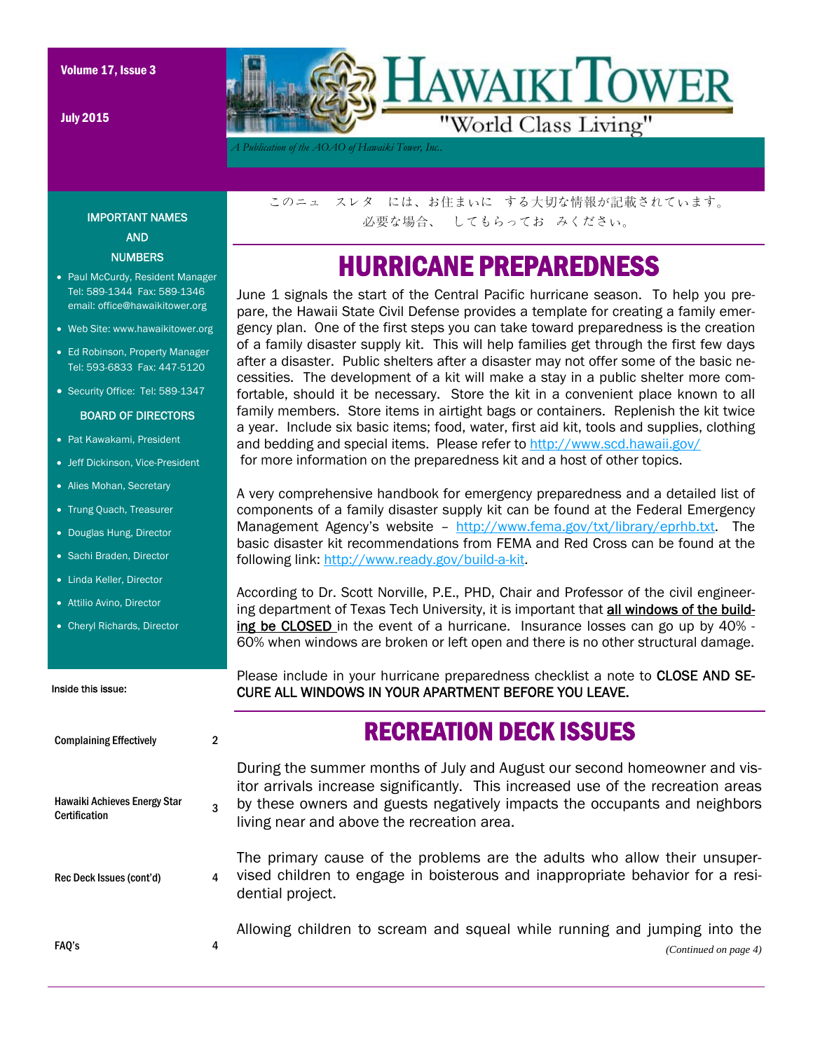# HAWAIKI TOWER

"World Class Living"

*A Publication of the AOAO of Hawaiki Tower, Inc.*

Volume 17, Issue 3

July 2015

このニュ　スレタ　には、お住まいに　する大切な情報が記載されています。
必要な場合、　してもらってお　みください。

## HURRICANE PREPAREDNESS

June 1 signals the start of the Central Pacific hurricane season. To help you prepare, the Hawaii State Civil Defense provides a template for creating a family emergency plan. One of the first steps you can take toward preparedness is the creation of a family disaster supply kit. This will help families get through the first few days after a disaster. Public shelters after a disaster may not offer some of the basic necessities. The development of a kit will make a stay in a public shelter more comfortable, should it be necessary. Store the kit in a convenient place known to all family members. Store items in airtight bags or containers. Replenish the kit twice a year. Include six basic items; food, water, first aid kit, tools and supplies, clothing and bedding and special items. Please refer to http://www.scd.hawaii.gov/ for more information on the preparedness kit and a host of other topics.

A very comprehensive handbook for emergency preparedness and a detailed list of components of a family disaster supply kit can be found at the Federal Emergency Management Agency's website – http://www.fema.gov/txt/library/eprhb.txt. The basic disaster kit recommendations from FEMA and Red Cross can be found at the following link: http://www.ready.gov/build-a-kit.

According to Dr. Scott Norville, P.E., PHD, Chair and Professor of the civil engineering department of Texas Tech University, it is important that all windows of the building be CLOSED in the event of a hurricane. Insurance losses can go up by 40% - 60% when windows are broken or left open and there is no other structural damage.

Please include in your hurricane preparedness checklist a note to CLOSE AND SECURE ALL WINDOWS IN YOUR APARTMENT BEFORE YOU LEAVE.

## RECREATION DECK ISSUES

During the summer months of July and August our second homeowner and visitor arrivals increase significantly. This increased use of the recreation areas by these owners and guests negatively impacts the occupants and neighbors living near and above the recreation area.

The primary cause of the problems are the adults who allow their unsupervised children to engage in boisterous and inappropriate behavior for a residential project.

Allowing children to scream and squeal while running and jumping into the

*(Continued on page 4)*

### IMPORTANT NAMES AND NUMBERS

- Paul McCurdy, Resident Manager Tel: 589-1344 Fax: 589-1346 email: office@hawaikitower.org
- Web Site: www.hawaikitower.org
- Ed Robinson, Property Manager Tel: 593-6833 Fax: 447-5120
- Security Office: Tel: 589-1347

### BOARD OF DIRECTORS

- Pat Kawakami, President
- Jeff Dickinson, Vice-President
- Alies Mohan, Secretary
- Trung Quach, Treasurer
- Douglas Hung, Director
- Sachi Braden, Director
- Linda Keller, Director
- Attilio Avino, Director
- Cheryl Richards, Director

### Inside this issue:

| | |
|---|---|
| Complaining Effectively | 2 |
| Hawaiki Achieves Energy Star Certification | 3 |
| Rec Deck Issues (cont'd) | 4 |
| FAQ's | 4 |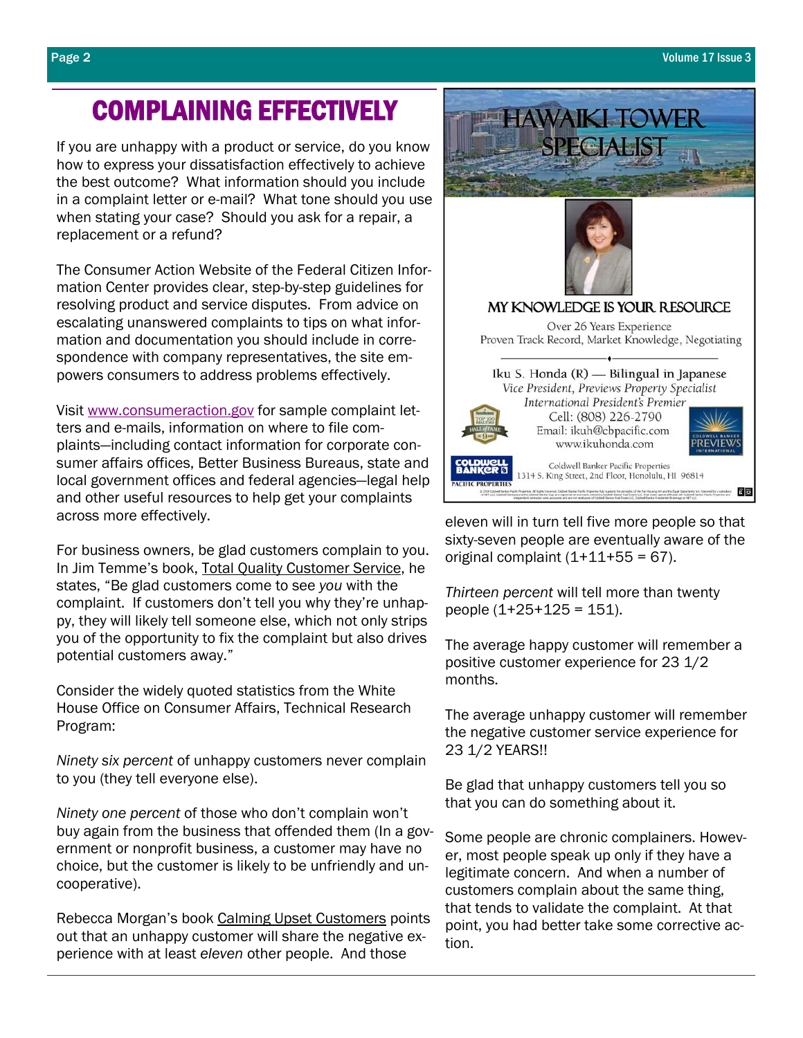# COMPLAINING EFFECTIVELY

If you are unhappy with a product or service, do you know how to express your dissatisfaction effectively to achieve the best outcome? What information should you include in a complaint letter or e-mail? What tone should you use when stating your case? Should you ask for a repair, a replacement or a refund?

The Consumer Action Website of the Federal Citizen Information Center provides clear, step-by-step guidelines for resolving product and service disputes. From advice on escalating unanswered complaints to tips on what information and documentation you should include in correspondence with company representatives, the site empowers consumers to address problems effectively.

Visit www.consumeraction.gov for sample complaint letters and e-mails, information on where to file complaints—including contact information for corporate consumer affairs offices, Better Business Bureaus, state and local government offices and federal agencies—legal help and other useful resources to help get your complaints across more effectively.

For business owners, be glad customers complain to you. In Jim Temme's book, Total Quality Customer Service, he states, "Be glad customers come to see *you* with the complaint. If customers don't tell you why they're unhappy, they will likely tell someone else, which not only strips you of the opportunity to fix the complaint but also drives potential customers away."

Consider the widely quoted statistics from the White House Office on Consumer Affairs, Technical Research Program:

*Ninety six percent* of unhappy customers never complain to you (they tell everyone else).

*Ninety one percent* of those who don't complain won't buy again from the business that offended them (In a government or nonprofit business, a customer may have no choice, but the customer is likely to be unfriendly and uncooperative).

Rebecca Morgan's book Calming Upset Customers points out that an unhappy customer will share the negative experience with at least *eleven* other people. And those eleven will in turn tell five more people so that sixty-seven people are eventually aware of the original complaint (1+11+55 = 67).

*Thirteen percent* will tell more than twenty people (1+25+125 = 151).

The average happy customer will remember a positive customer experience for 23 1/2 months.

The average unhappy customer will remember the negative customer service experience for 23 1/2 YEARS!!

Be glad that unhappy customers tell you so that you can do something about it.

Some people are chronic complainers. However, most people speak up only if they have a legitimate concern. And when a number of customers complain about the same thing, that tends to validate the complaint. At that point, you had better take some corrective action.

---

**HAWAIKI TOWER SPECIALIST**

**MY KNOWLEDGE IS YOUR RESOURCE**

Over 26 Years Experience
Proven Track Record, Market Knowledge, Negotiating

Iku S. Honda (R) — Bilingual in Japanese
*Vice President, Previews Property Specialist*
*International President's Premier*
Cell: (808) 226-2790
Email: ikuh@cbpacific.com
www.ikuhonda.com

Coldwell Banker Pacific Properties
1314 S. King Street, 2nd Floor, Honolulu, HI 96814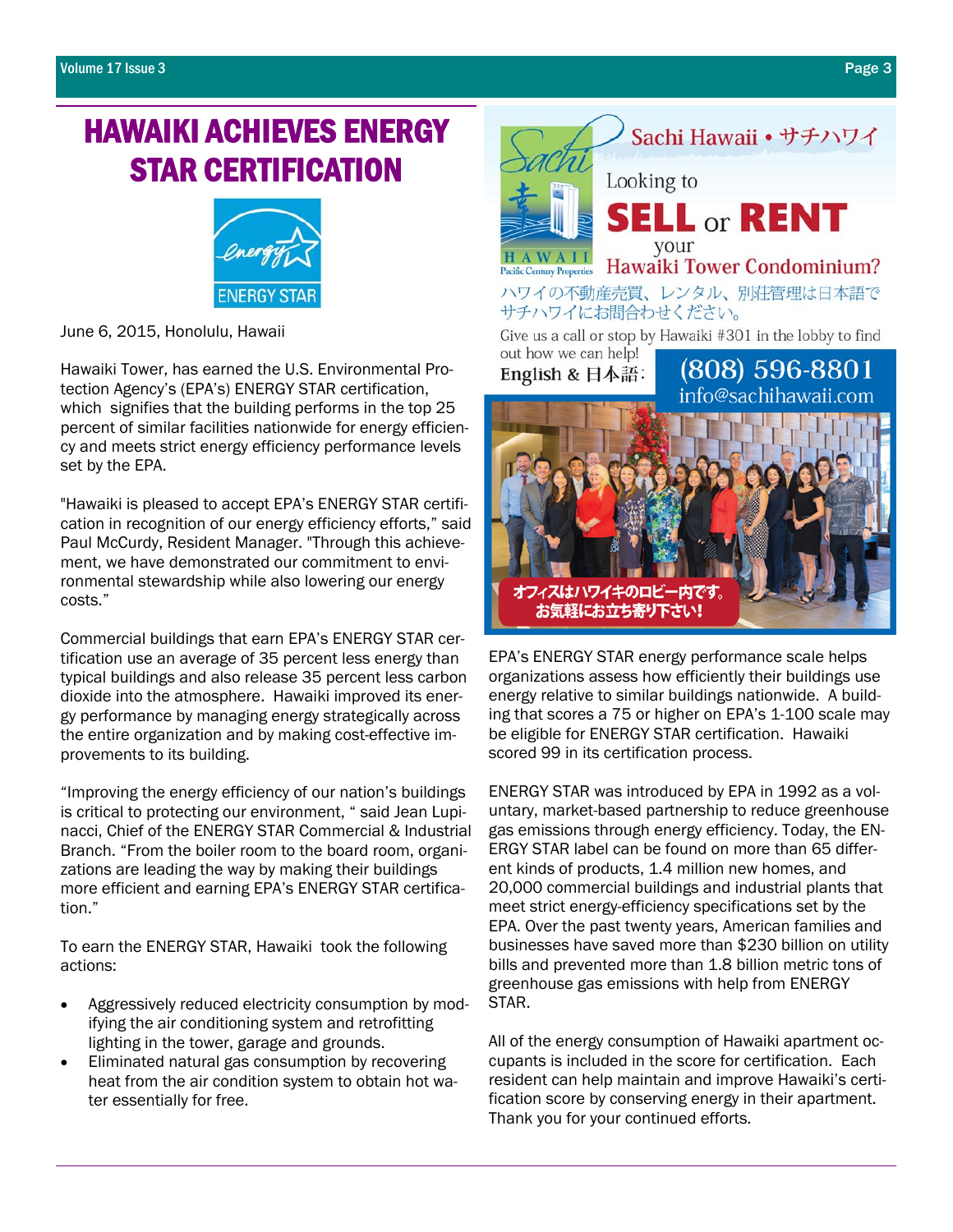# HAWAIKI ACHIEVES ENERGY STAR CERTIFICATION

June 6, 2015, Honolulu, Hawaii

Hawaiki Tower, has earned the U.S. Environmental Protection Agency's (EPA's) ENERGY STAR certification, which signifies that the building performs in the top 25 percent of similar facilities nationwide for energy efficiency and meets strict energy efficiency performance levels set by the EPA.

"Hawaiki is pleased to accept EPA's ENERGY STAR certification in recognition of our energy efficiency efforts," said Paul McCurdy, Resident Manager. "Through this achievement, we have demonstrated our commitment to environmental stewardship while also lowering our energy costs."

Commercial buildings that earn EPA's ENERGY STAR certification use an average of 35 percent less energy than typical buildings and also release 35 percent less carbon dioxide into the atmosphere. Hawaiki improved its energy performance by managing energy strategically across the entire organization and by making cost-effective improvements to its building.

"Improving the energy efficiency of our nation's buildings is critical to protecting our environment, " said Jean Lupinacci, Chief of the ENERGY STAR Commercial & Industrial Branch. "From the boiler room to the board room, organizations are leading the way by making their buildings more efficient and earning EPA's ENERGY STAR certification."

To earn the ENERGY STAR, Hawaiki took the following actions:

- Aggressively reduced electricity consumption by modifying the air conditioning system and retrofitting lighting in the tower, garage and grounds.
- Eliminated natural gas consumption by recovering heat from the air condition system to obtain hot water essentially for free.

Sachi Hawaii • サチハワイ

Looking to **SELL** or **RENT** your Hawaiki Tower Condominium?

ハワイの不動産売買、レンタル、別荘管理は日本語でサチハワイにお問合わせください。

Give us a call or stop by Hawaiki #301 in the lobby to find out how we can help!

English & 日本語: (808) 596-8801
info@sachihawaii.com

オフィスはハワイキのロビー内です。お気軽にお立ち寄り下さい!

EPA's ENERGY STAR energy performance scale helps organizations assess how efficiently their buildings use energy relative to similar buildings nationwide. A building that scores a 75 or higher on EPA's 1-100 scale may be eligible for ENERGY STAR certification. Hawaiki scored 99 in its certification process.

ENERGY STAR was introduced by EPA in 1992 as a voluntary, market-based partnership to reduce greenhouse gas emissions through energy efficiency. Today, the ENERGY STAR label can be found on more than 65 different kinds of products, 1.4 million new homes, and 20,000 commercial buildings and industrial plants that meet strict energy-efficiency specifications set by the EPA. Over the past twenty years, American families and businesses have saved more than $230 billion on utility bills and prevented more than 1.8 billion metric tons of greenhouse gas emissions with help from ENERGY STAR.

All of the energy consumption of Hawaiki apartment occupants is included in the score for certification. Each resident can help maintain and improve Hawaiki's certification score by conserving energy in their apartment. Thank you for your continued efforts.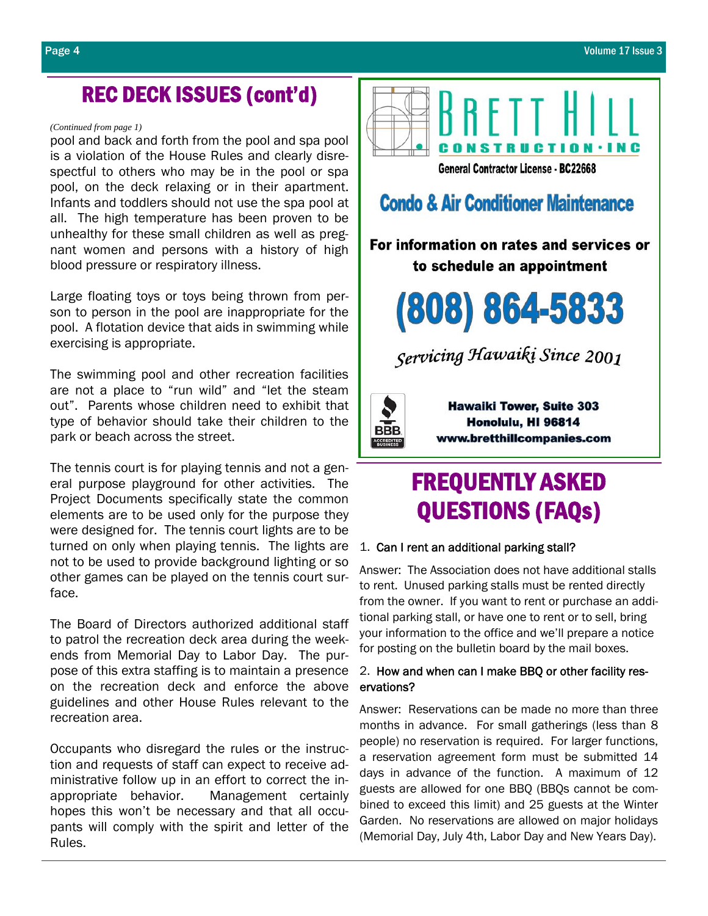## REC DECK ISSUES (cont'd)

*(Continued from page 1)*

pool and back and forth from the pool and spa pool is a violation of the House Rules and clearly disrespectful to others who may be in the pool or spa pool, on the deck relaxing or in their apartment. Infants and toddlers should not use the spa pool at all. The high temperature has been proven to be unhealthy for these small children as well as pregnant women and persons with a history of high blood pressure or respiratory illness.

Large floating toys or toys being thrown from person to person in the pool are inappropriate for the pool. A flotation device that aids in swimming while exercising is appropriate.

The swimming pool and other recreation facilities are not a place to "run wild" and "let the steam out". Parents whose children need to exhibit that type of behavior should take their children to the park or beach across the street.

The tennis court is for playing tennis and not a general purpose playground for other activities. The Project Documents specifically state the common elements are to be used only for the purpose they were designed for. The tennis court lights are to be turned on only when playing tennis. The lights are not to be used to provide background lighting or so other games can be played on the tennis court surface.

The Board of Directors authorized additional staff to patrol the recreation deck area during the weekends from Memorial Day to Labor Day. The purpose of this extra staffing is to maintain a presence on the recreation deck and enforce the above guidelines and other House Rules relevant to the recreation area.

Occupants who disregard the rules or the instruction and requests of staff can expect to receive administrative follow up in an effort to correct the inappropriate behavior. Management certainly hopes this won't be necessary and that all occupants will comply with the spirit and letter of the Rules.

**BRETT HILL CONSTRUCTION · INC**

General Contractor License - BC22668

**Condo & Air Conditioner Maintenance**

**For information on rates and services or to schedule an appointment**

**(808) 864-5833**

*Servicing Hawaiki Since 2001*

**Hawaiki Tower, Suite 303**
**Honolulu, HI 96814**
**www.bretthillcompanies.com**

## FREQUENTLY ASKED QUESTIONS (FAQs)

1. Can I rent an additional parking stall?

Answer: The Association does not have additional stalls to rent. Unused parking stalls must be rented directly from the owner. If you want to rent or purchase an additional parking stall, or have one to rent or to sell, bring your information to the office and we'll prepare a notice for posting on the bulletin board by the mail boxes.

2. How and when can I make BBQ or other facility reservations?

Answer: Reservations can be made no more than three months in advance. For small gatherings (less than 8 people) no reservation is required. For larger functions, a reservation agreement form must be submitted 14 days in advance of the function. A maximum of 12 guests are allowed for one BBQ (BBQs cannot be combined to exceed this limit) and 25 guests at the Winter Garden. No reservations are allowed on major holidays (Memorial Day, July 4th, Labor Day and New Years Day).